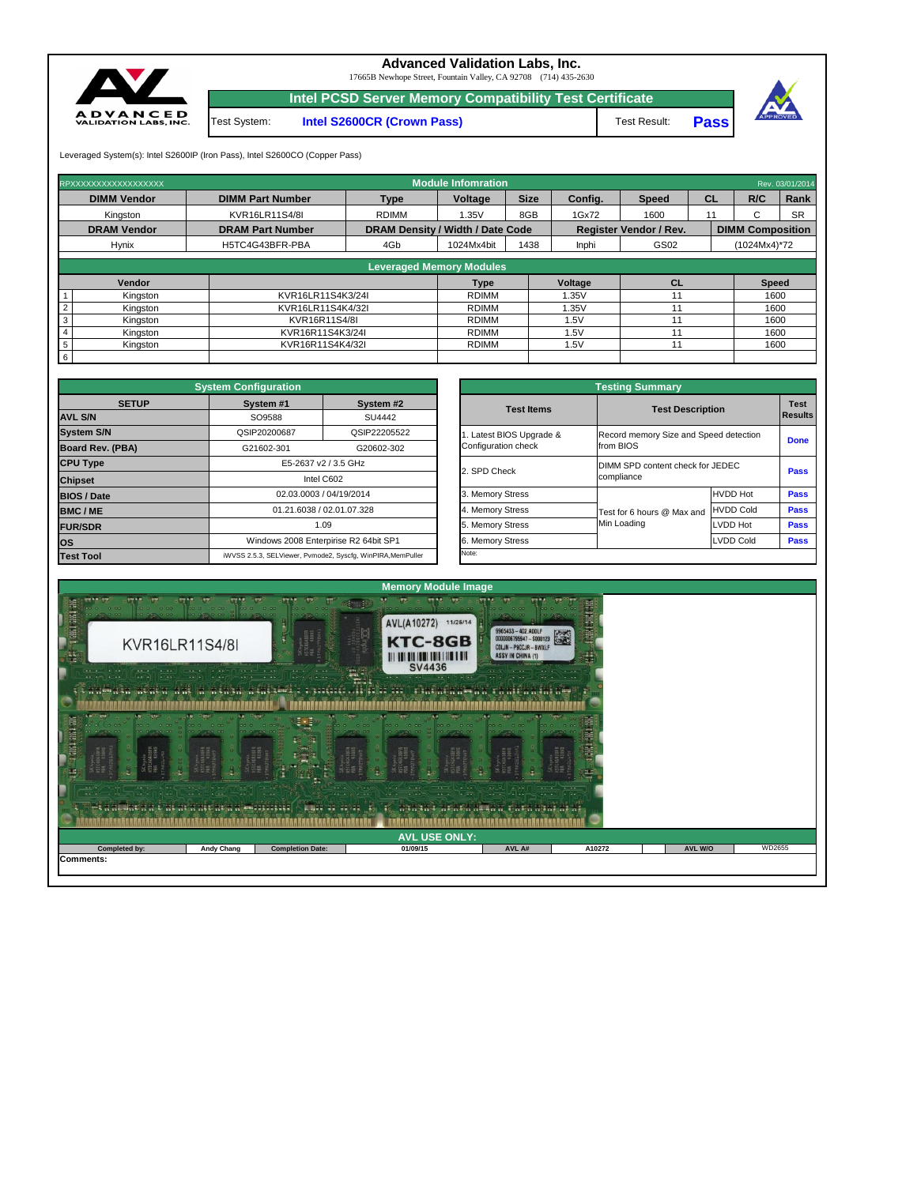# Advanced Validation Labs, Inc.

17665B Newhope Street, Fountain Valley, CA 92708 (714) 435-2630

## Intel PCSD Server Memory Compatibility Test Certificate

| Test System: | Intel S2600CR (Crown Pass) | Test Result: | Pass |
|---|---|---|---|

Leveraged System(s): Intel S2600IP (Iron Pass), Intel S2600CO (Copper Pass)

### Module Infomration

RPXXXXXXXXXXXXXXXXXX — Rev. 03/01/2014

| DIMM Vendor | DIMM Part Number | Type | Voltage | Size | Config. | Speed | CL | R/C | Rank |
|---|---|---|---|---|---|---|---|---|---|
| Kingston | KVR16LR11S4/8I | RDIMM | 1.35V | 8GB | 1Gx72 | 1600 | 11 | C | SR |

| DRAM Vendor | DRAM Part Number | DRAM Density / Width / Date Code | | | Register Vendor / Rev. | | DIMM Composition |
|---|---|---|---|---|---|---|---|
| Hynix | H5TC4G43BFR-PBA | 4Gb | 1024Mx4bit | 1438 | Inphi | GS02 | (1024Mx4)*72 |

### Leveraged Memory Modules

| | Vendor | | Type | Voltage | CL | Speed |
|---|---|---|---|---|---|---|
| 1 | Kingston | KVR16LR11S4K3/24I | RDIMM | 1.35V | 11 | 1600 |
| 2 | Kingston | KVR16LR11S4K4/32I | RDIMM | 1.35V | 11 | 1600 |
| 3 | Kingston | KVR16R11S4/8I | RDIMM | 1.5V | 11 | 1600 |
| 4 | Kingston | KVR16R11S4K3/24I | RDIMM | 1.5V | 11 | 1600 |
| 5 | Kingston | KVR16R11S4K4/32I | RDIMM | 1.5V | 11 | 1600 |
| 6 | | | | | | |

### System Configuration

| SETUP | System #1 | System #2 |
|---|---|---|
| AVL S/N | SO9588 | SU4442 |
| System S/N | QSIP20200687 | QSIP22205522 |
| Board Rev. (PBA) | G21602-301 | G20602-302 |
| CPU Type | E5-2637 v2 / 3.5 GHz | |
| Chipset | Intel C602 | |
| BIOS / Date | 02.03.0003 / 04/19/2014 | |
| BMC / ME | 01.21.6038 / 02.01.07.328 | |
| FUR/SDR | 1.09 | |
| OS | Windows 2008 Enterprise R2 64bit SP1 | |
| Test Tool | iWVSS 2.5.3, SELViewer, Pvmode2, Syscfg, WinPIRA,MemPuller | |

### Testing Summary

| Test Items | Test Description | | Test Results |
|---|---|---|---|
| 1. Latest BIOS Upgrade & Configuration check | Record memory Size and Speed detection from BIOS | | Done |
| 2. SPD Check | DIMM SPD content check for JEDEC compliance | | Pass |
| 3. Memory Stress | Test for 6 hours @ Max and Min Loading | HVDD Hot | Pass |
| 4. Memory Stress | | HVDD Cold | Pass |
| 5. Memory Stress | | LVDD Hot | Pass |
| 6. Memory Stress | | LVDD Cold | Pass |

Note:

### Memory Module Image

### AVL USE ONLY:

| Completed by: | Andy Chang | Completion Date: | 01/09/15 | AVL A# | A10272 | AVL W/O | WD2655 |
|---|---|---|---|---|---|---|---|

Comments: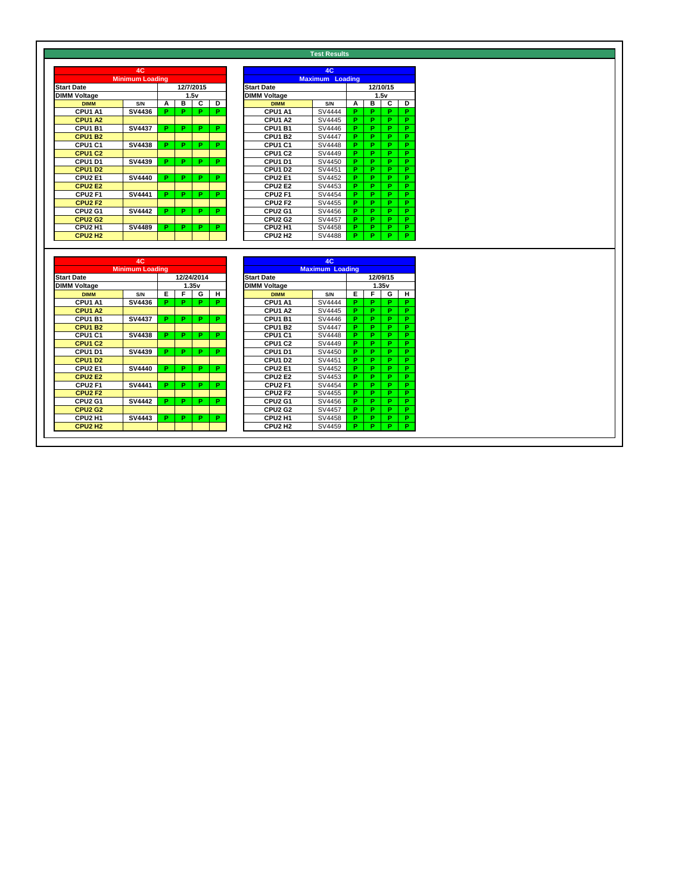## Test Results

| 4C Minimum Loading | | | | | |
|---|---|---|---|---|---|
| Start Date | | 12/7/2015 | | | |
| DIMM Voltage | | 1.5v | | | |
| DIMM | S/N | A | B | C | D |
| CPU1 A1 | SV4436 | P | P | P | P |
| CPU1 A2 | | | | | |
| CPU1 B1 | SV4437 | P | P | P | P |
| CPU1 B2 | | | | | |
| CPU1 C1 | SV4438 | P | P | P | P |
| CPU1 C2 | | | | | |
| CPU1 D1 | SV4439 | P | P | P | P |
| CPU1 D2 | | | | | |
| CPU2 E1 | SV4440 | P | P | P | P |
| CPU2 E2 | | | | | |
| CPU2 F1 | SV4441 | P | P | P | P |
| CPU2 F2 | | | | | |
| CPU2 G1 | SV4442 | P | P | P | P |
| CPU2 G2 | | | | | |
| CPU2 H1 | SV4489 | P | P | P | P |
| CPU2 H2 | | | | | |

| 4C Maximum Loading | | | | | |
|---|---|---|---|---|---|
| Start Date | | 12/10/15 | | | |
| DIMM Voltage | | 1.5v | | | |
| DIMM | S/N | A | B | C | D |
| CPU1 A1 | SV4444 | P | P | P | P |
| CPU1 A2 | SV4445 | P | P | P | P |
| CPU1 B1 | SV4446 | P | P | P | P |
| CPU1 B2 | SV4447 | P | P | P | P |
| CPU1 C1 | SV4448 | P | P | P | P |
| CPU1 C2 | SV4449 | P | P | P | P |
| CPU1 D1 | SV4450 | P | P | P | P |
| CPU1 D2 | SV4451 | P | P | P | P |
| CPU2 E1 | SV4452 | P | P | P | P |
| CPU2 E2 | SV4453 | P | P | P | P |
| CPU2 F1 | SV4454 | P | P | P | P |
| CPU2 F2 | SV4455 | P | P | P | P |
| CPU2 G1 | SV4456 | P | P | P | P |
| CPU2 G2 | SV4457 | P | P | P | P |
| CPU2 H1 | SV4458 | P | P | P | P |
| CPU2 H2 | SV4488 | P | P | P | P |

| 4C Minimum Loading | | | | | |
|---|---|---|---|---|---|
| Start Date | | 12/24/2014 | | | |
| DIMM Voltage | | 1.35v | | | |
| DIMM | S/N | E | F | G | H |
| CPU1 A1 | SV4436 | P | P | P | P |
| CPU1 A2 | | | | | |
| CPU1 B1 | SV4437 | P | P | P | P |
| CPU1 B2 | | | | | |
| CPU1 C1 | SV4438 | P | P | P | P |
| CPU1 C2 | | | | | |
| CPU1 D1 | SV4439 | P | P | P | P |
| CPU1 D2 | | | | | |
| CPU2 E1 | SV4440 | P | P | P | P |
| CPU2 E2 | | | | | |
| CPU2 F1 | SV4441 | P | P | P | P |
| CPU2 F2 | | | | | |
| CPU2 G1 | SV4442 | P | P | P | P |
| CPU2 G2 | | | | | |
| CPU2 H1 | SV4443 | P | P | P | P |
| CPU2 H2 | | | | | |

| 4C Maximum Loading | | | | | |
|---|---|---|---|---|---|
| Start Date | | 12/09/15 | | | |
| DIMM Voltage | | 1.35v | | | |
| DIMM | S/N | E | F | G | H |
| CPU1 A1 | SV4444 | P | P | P | P |
| CPU1 A2 | SV4445 | P | P | P | P |
| CPU1 B1 | SV4446 | P | P | P | P |
| CPU1 B2 | SV4447 | P | P | P | P |
| CPU1 C1 | SV4448 | P | P | P | P |
| CPU1 C2 | SV4449 | P | P | P | P |
| CPU1 D1 | SV4450 | P | P | P | P |
| CPU1 D2 | SV4451 | P | P | P | P |
| CPU2 E1 | SV4452 | P | P | P | P |
| CPU2 E2 | SV4453 | P | P | P | P |
| CPU2 F1 | SV4454 | P | P | P | P |
| CPU2 F2 | SV4455 | P | P | P | P |
| CPU2 G1 | SV4456 | P | P | P | P |
| CPU2 G2 | SV4457 | P | P | P | P |
| CPU2 H1 | SV4458 | P | P | P | P |
| CPU2 H2 | SV4459 | P | P | P | P |